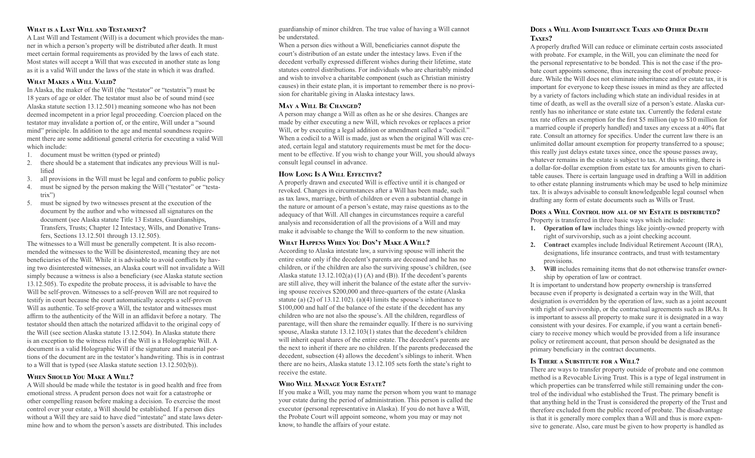## What is a Last Will and Testament?

A Last Will and Testament (Will) is a document which provides the manner in which a person's property will be distributed after death. It must meet certain formal requirements as provided by the laws of each state. Most states will accept a Will that was executed in another state as long as it is a valid Will under the laws of the state in which it was drafted.

## What Makes a Will Valid?

In Alaska, the maker of the Will (the "testator" or "testatrix") must be 18 years of age or older. The testator must also be of sound mind (see Alaska statute section 13.12.501) meaning someone who has not been deemed incompetent in a prior legal proceeding. Coercion placed on the testator may invalidate a portion of, or the entire, Will under a "sound mind" principle. In addition to the age and mental soundness requirement there are some additional general criteria for executing a valid Will which include:

1. document must be written (typed or printed)
2. there should be a statement that indicates any previous Will is nullified
3. all provisions in the Will must be legal and conform to public policy
4. must be signed by the person making the Will ("testator" or "testatrix")
5. must be signed by two witnesses present at the execution of the document by the author and who witnessed all signatures on the document (see Alaska statute Title 13 Estates, Guardianships, Transfers, Trusts; Chapter 12 Intestacy, Wills, and Donative Transfers, Sections 13.12.501 through 13.12.505).

The witnesses to a Will must be generally competent. It is also recommended the witnesses to the Will be disinterested, meaning they are not beneficiaries of the Will. While it is advisable to avoid conflicts by having two disinterested witnesses, an Alaska court will not invalidate a Will simply because a witness is also a beneficiary (see Alaska statute section 13.12.505). To expedite the probate process, it is advisable to have the Will be self-proven. Witnesses to a self-proven Will are not required to testify in court because the court automatically accepts a self-proven Will as authentic. To self-prove a Will, the testator and witnesses must affirm to the authenticity of the Will in an affidavit before a notary. The testator should then attach the notarized affidavit to the original copy of the Will (see section Alaska statute 13.12.504). In Alaska statute there is an exception to the witness rules if the Will is a Holographic Will. A document is a valid Holographic Will if the signature and material portions of the document are in the testator's handwriting. This is in contrast to a Will that is typed (see Alaska statute section 13.12.502(b)).

## When Should You Make A Will?

A Will should be made while the testator is in good health and free from emotional stress. A prudent person does not wait for a catastrophe or other compelling reason before making a decision. To exercise the most control over your estate, a Will should be established. If a person dies without a Will they are said to have died "intestate" and state laws determine how and to whom the person's assets are distributed. This includes guardianship of minor children. The true value of having a Will cannot be understated.

When a person dies without a Will, beneficiaries cannot dispute the court's distribution of an estate under the intestacy laws. Even if the decedent verbally expressed different wishes during their lifetime, state statutes control distributions. For individuals who are charitably minded and wish to involve a charitable component (such as Christian ministry causes) in their estate plan, it is important to remember there is no provision for charitable giving in Alaska intestacy laws.

## May a Will Be Changed?

A person may change a Will as often as he or she desires. Changes are made by either executing a new Will, which revokes or replaces a prior Will, or by executing a legal addition or amendment called a "codicil." When a codicil to a Will is made, just as when the original Will was created, certain legal and statutory requirements must be met for the document to be effective. If you wish to change your Will, you should always consult legal counsel in advance.

## How Long Is A Will Effective?

A properly drawn and executed Will is effective until it is changed or revoked. Changes in circumstances after a Will has been made, such as tax laws, marriage, birth of children or even a substantial change in the nature or amount of a person's estate, may raise questions as to the adequacy of that Will. All changes in circumstances require a careful analysis and reconsideration of all the provisions of a Will and may make it advisable to change the Will to conform to the new situation.

## What Happens When You Don't Make A Will?

According to Alaska intestate law, a surviving spouse will inherit the entire estate only if the decedent's parents are deceased and he has no children, or if the children are also the surviving spouse's children, (see Alaska statute 13.12.102(a) (1) (A) and (B)). If the decedent's parents are still alive, they will inherit the balance of the estate after the surviving spouse receives $200,000 and three-quarters of the estate (Alaska statute (a) (2) of 13.12.102). (a)(4) limits the spouse's inheritance to $100,000 and half of the balance of the estate if the decedent has any children who are not also the spouse's. All the children, regardless of parentage, will then share the remainder equally. If there is no surviving spouse, Alaska statute 13.12.103(1) states that the decedent's children will inherit equal shares of the entire estate. The decedent's parents are the next to inherit if there are no children. If the parents predeceased the decedent, subsection (4) allows the decedent's siblings to inherit. When there are no heirs, Alaska statute 13.12.105 sets forth the state's right to receive the estate.

## Who Will Manage Your Estate?

If you make a Will, you may name the person whom you want to manage your estate during the period of administration. This person is called the executor (personal representative in Alaska). If you do not have a Will, the Probate Court will appoint someone, whom you may or may not know, to handle the affairs of your estate.

## Does a Will Avoid Inheritance Taxes and Other Death Taxes?

A properly drafted Will can reduce or eliminate certain costs associated with probate. For example, in the Will, you can eliminate the need for the personal representative to be bonded. This is not the case if the probate court appoints someone, thus increasing the cost of probate procedure. While the Will does not eliminate inheritance and/or estate tax, it is important for everyone to keep these issues in mind as they are affected by a variety of factors including which state an individual resides in at time of death, as well as the overall size of a person's estate. Alaska currently has no inheritance or state estate tax. Currently the federal estate tax rate offers an exemption for the first $5 million (up to $10 million for a married couple if properly handled) and taxes any excess at a 40% flat rate. Consult an attorney for specifics. Under the current law there is an unlimited dollar amount exemption for property transferred to a spouse; this really just delays estate taxes since, once the spouse passes away, whatever remains in the estate is subject to tax. At this writing, there is a dollar-for-dollar exemption from estate tax for amounts given to charitable causes. There is certain language used in drafting a Will in addition to other estate planning instruments which may be used to help minimize tax. It is always advisable to consult knowledgeable legal counsel when drafting any form of estate documents such as Wills or Trust.

## Does a Will Control how all of my Estate is distributed?

Property is transferred in three basic ways which include:

1. **Operation of law** includes things like jointly-owned property with right of survivorship, such as a joint checking account.
2. **Contract** examples include Individual Retirement Account (IRA), designations, life insurance contracts, and trust with testamentary provisions.
3. **Will** includes remaining items that do not otherwise transfer ownership by operation of law or contract.

It is important to understand how property ownership is transferred because even if property is designated a certain way in the Will, that designation is overridden by the operation of law, such as a joint account with right of survivorship, or the contractual agreements such as IRAs. It is important to assess all property to make sure it is designated in a way consistent with your desires. For example, if you want a certain beneficiary to receive money which would be provided from a life insurance policy or retirement account, that person should be designated as the primary beneficiary in the contract documents.

## Is There a Substitute for a Will?

There are ways to transfer property outside of probate and one common method is a Revocable Living Trust. This is a type of legal instrument in which properties can be transferred while still remaining under the control of the individual who established the Trust. The primary benefit is that anything held in the Trust is considered the property of the Trust and therefore excluded from the public record of probate. The disadvantage is that it is generally more complex than a Will and thus is more expensive to generate. Also, care must be given to how property is handled as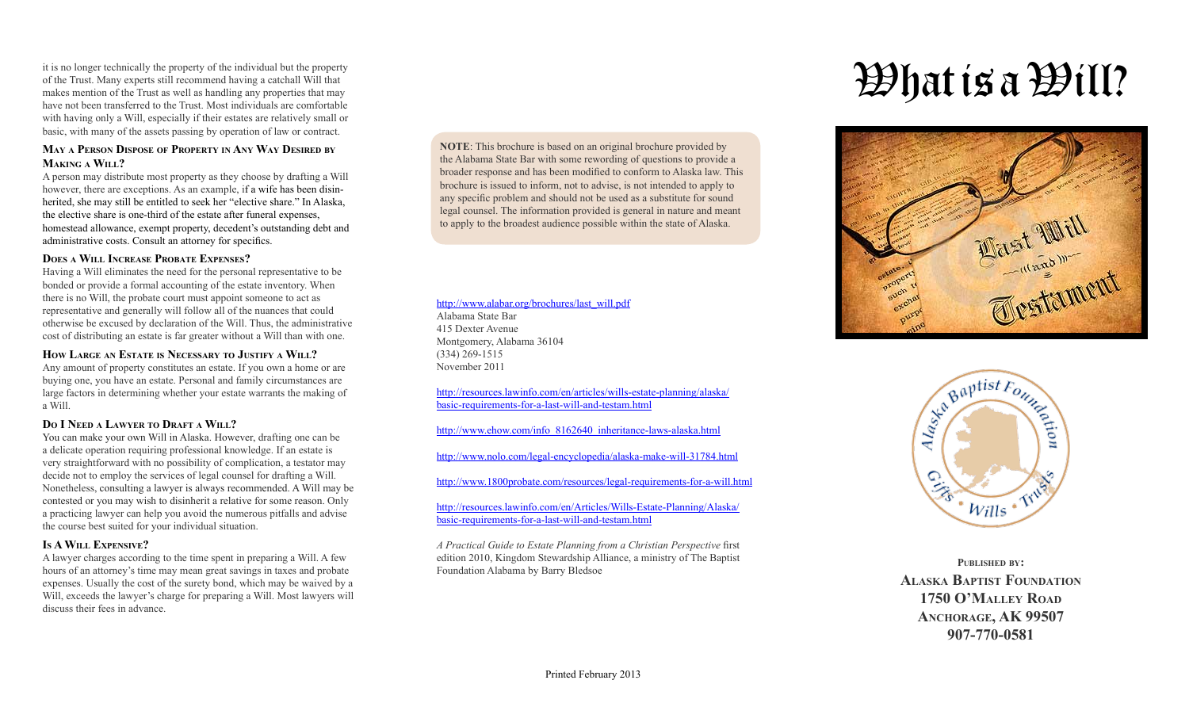it is no longer technically the property of the individual but the property of the Trust. Many experts still recommend having a catchall Will that makes mention of the Trust as well as handling any properties that may have not been transferred to the Trust. Most individuals are comfortable with having only a Will, especially if their estates are relatively small or basic, with many of the assets passing by operation of law or contract.

### May a Person Dispose of Property in Any Way Desired by Making a Will?

A person may distribute most property as they choose by drafting a Will however, there are exceptions. As an example, if a wife has been disinherited, she may still be entitled to seek her "elective share." In Alaska, the elective share is one-third of the estate after funeral expenses, homestead allowance, exempt property, decedent's outstanding debt and administrative costs. Consult an attorney for specifics.

### Does a Will Increase Probate Expenses?

Having a Will eliminates the need for the personal representative to be bonded or provide a formal accounting of the estate inventory. When there is no Will, the probate court must appoint someone to act as representative and generally will follow all of the nuances that could otherwise be excused by declaration of the Will. Thus, the administrative cost of distributing an estate is far greater without a Will than with one.

### How Large an Estate is Necessary to Justify a Will?

Any amount of property constitutes an estate. If you own a home or are buying one, you have an estate. Personal and family circumstances are large factors in determining whether your estate warrants the making of a Will.

### Do I Need a Lawyer to Draft a Will?

You can make your own Will in Alaska. However, drafting one can be a delicate operation requiring professional knowledge. If an estate is very straightforward with no possibility of complication, a testator may decide not to employ the services of legal counsel for drafting a Will. Nonetheless, consulting a lawyer is always recommended. A Will may be contested or you may wish to disinherit a relative for some reason. Only a practicing lawyer can help you avoid the numerous pitfalls and advise the course best suited for your individual situation.

### Is A Will Expensive?

A lawyer charges according to the time spent in preparing a Will. A few hours of an attorney's time may mean great savings in taxes and probate expenses. Usually the cost of the surety bond, which may be waived by a Will, exceeds the lawyer's charge for preparing a Will. Most lawyers will discuss their fees in advance.

**NOTE**: This brochure is based on an original brochure provided by the Alabama State Bar with some rewording of questions to provide a broader response and has been modified to conform to Alaska law. This brochure is issued to inform, not to advise, is not intended to apply to any specific problem and should not be used as a substitute for sound legal counsel. The information provided is general in nature and meant to apply to the broadest audience possible within the state of Alaska.

http://www.alabar.org/brochures/last_will.pdf
Alabama State Bar
415 Dexter Avenue
Montgomery, Alabama 36104
(334) 269-1515
November 2011

http://resources.lawinfo.com/en/articles/wills-estate-planning/alaska/basic-requirements-for-a-last-will-and-testam.html

http://www.ehow.com/info_8162640_inheritance-laws-alaska.html

http://www.nolo.com/legal-encyclopedia/alaska-make-will-31784.html

http://www.1800probate.com/resources/legal-requirements-for-a-will.html

http://resources.lawinfo.com/en/Articles/Wills-Estate-Planning/Alaska/basic-requirements-for-a-last-will-and-testam.html

*A Practical Guide to Estate Planning from a Christian Perspective* first edition 2010, Kingdom Stewardship Alliance, a ministry of The Baptist Foundation Alabama by Barry Bledsoe

Printed February 2013

# What is a Will?

Published by:

**Alaska Baptist Foundation**
**1750 O'Malley Road**
**Anchorage, AK 99507**
**907-770-0581**